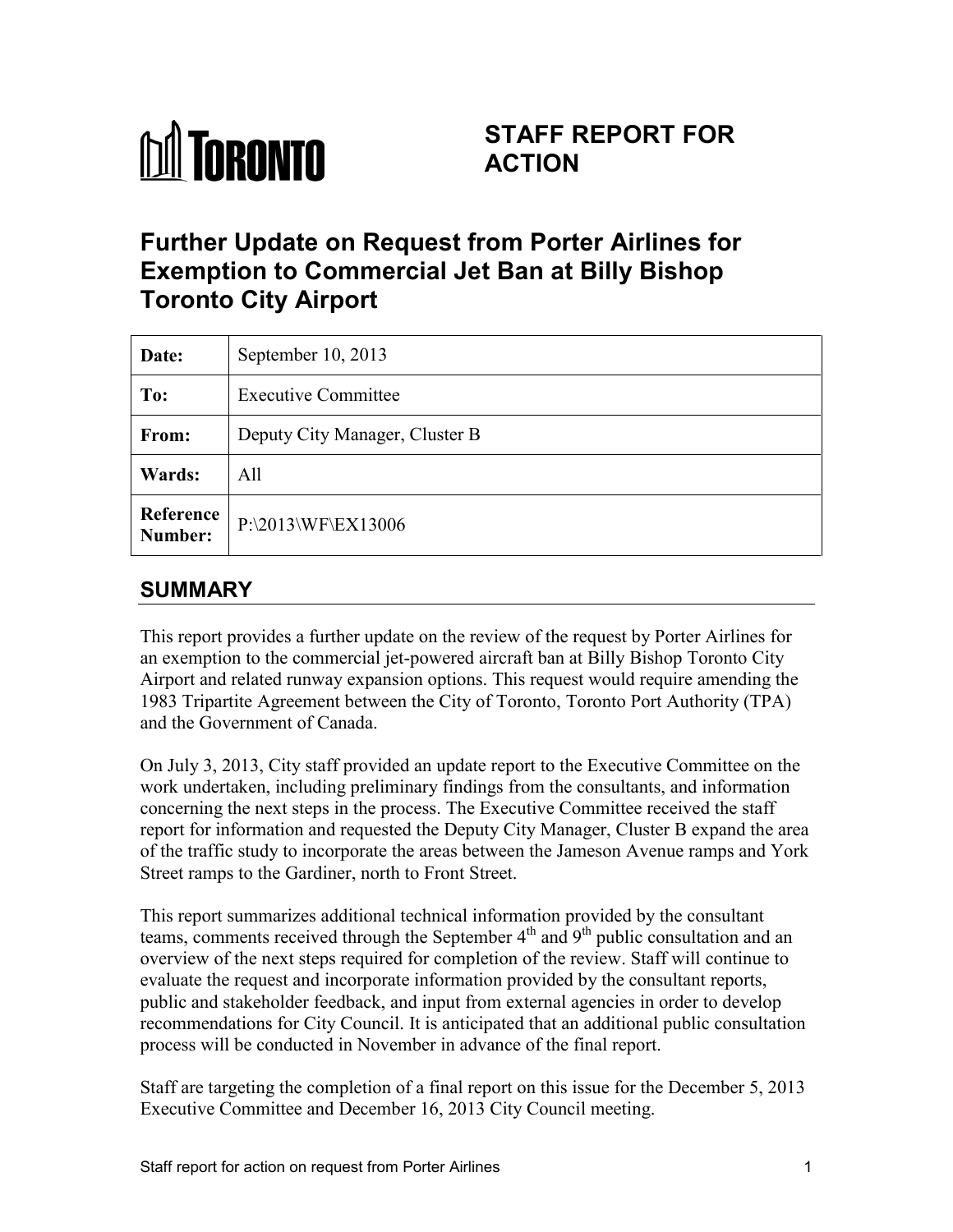TORONTO

# STAFF REPORT FOR ACTION

# Further Update on Request from Porter Airlines for Exemption to Commercial Jet Ban at Billy Bishop Toronto City Airport

| | |
|---|---|
| **Date:** | September 10, 2013 |
| **To:** | Executive Committee |
| **From:** | Deputy City Manager, Cluster B |
| **Wards:** | All |
| **Reference Number:** | P:\2013\WF\EX13006 |

## SUMMARY

This report provides a further update on the review of the request by Porter Airlines for an exemption to the commercial jet-powered aircraft ban at Billy Bishop Toronto City Airport and related runway expansion options. This request would require amending the 1983 Tripartite Agreement between the City of Toronto, Toronto Port Authority (TPA) and the Government of Canada.

On July 3, 2013, City staff provided an update report to the Executive Committee on the work undertaken, including preliminary findings from the consultants, and information concerning the next steps in the process. The Executive Committee received the staff report for information and requested the Deputy City Manager, Cluster B expand the area of the traffic study to incorporate the areas between the Jameson Avenue ramps and York Street ramps to the Gardiner, north to Front Street.

This report summarizes additional technical information provided by the consultant teams, comments received through the September 4th and 9th public consultation and an overview of the next steps required for completion of the review. Staff will continue to evaluate the request and incorporate information provided by the consultant reports, public and stakeholder feedback, and input from external agencies in order to develop recommendations for City Council. It is anticipated that an additional public consultation process will be conducted in November in advance of the final report.

Staff are targeting the completion of a final report on this issue for the December 5, 2013 Executive Committee and December 16, 2013 City Council meeting.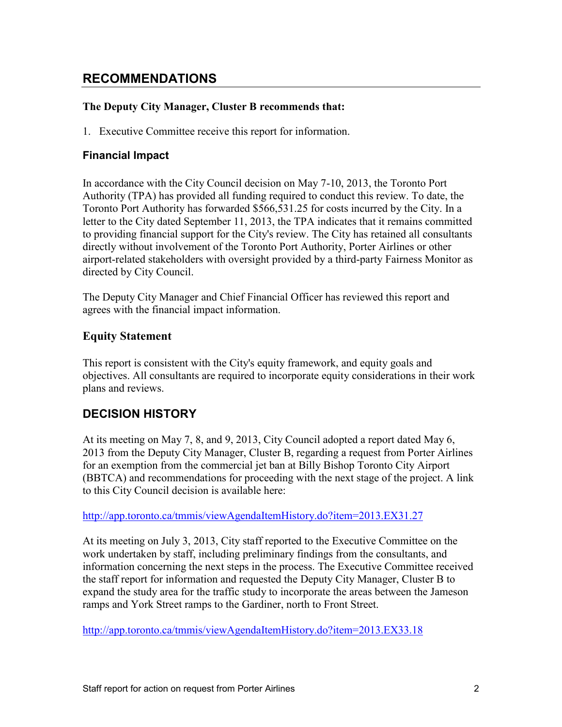## RECOMMENDATIONS

**The Deputy City Manager, Cluster B recommends that:**

1. Executive Committee receive this report for information.

### Financial Impact

In accordance with the City Council decision on May 7-10, 2013, the Toronto Port Authority (TPA) has provided all funding required to conduct this review. To date, the Toronto Port Authority has forwarded $566,531.25 for costs incurred by the City. In a letter to the City dated September 11, 2013, the TPA indicates that it remains committed to providing financial support for the City's review. The City has retained all consultants directly without involvement of the Toronto Port Authority, Porter Airlines or other airport-related stakeholders with oversight provided by a third-party Fairness Monitor as directed by City Council.

The Deputy City Manager and Chief Financial Officer has reviewed this report and agrees with the financial impact information.

### Equity Statement

This report is consistent with the City's equity framework, and equity goals and objectives. All consultants are required to incorporate equity considerations in their work plans and reviews.

## DECISION HISTORY

At its meeting on May 7, 8, and 9, 2013, City Council adopted a report dated May 6, 2013 from the Deputy City Manager, Cluster B, regarding a request from Porter Airlines for an exemption from the commercial jet ban at Billy Bishop Toronto City Airport (BBTCA) and recommendations for proceeding with the next stage of the project. A link to this City Council decision is available here:

http://app.toronto.ca/tmmis/viewAgendaItemHistory.do?item=2013.EX31.27

At its meeting on July 3, 2013, City staff reported to the Executive Committee on the work undertaken by staff, including preliminary findings from the consultants, and information concerning the next steps in the process. The Executive Committee received the staff report for information and requested the Deputy City Manager, Cluster B to expand the study area for the traffic study to incorporate the areas between the Jameson ramps and York Street ramps to the Gardiner, north to Front Street.

http://app.toronto.ca/tmmis/viewAgendaItemHistory.do?item=2013.EX33.18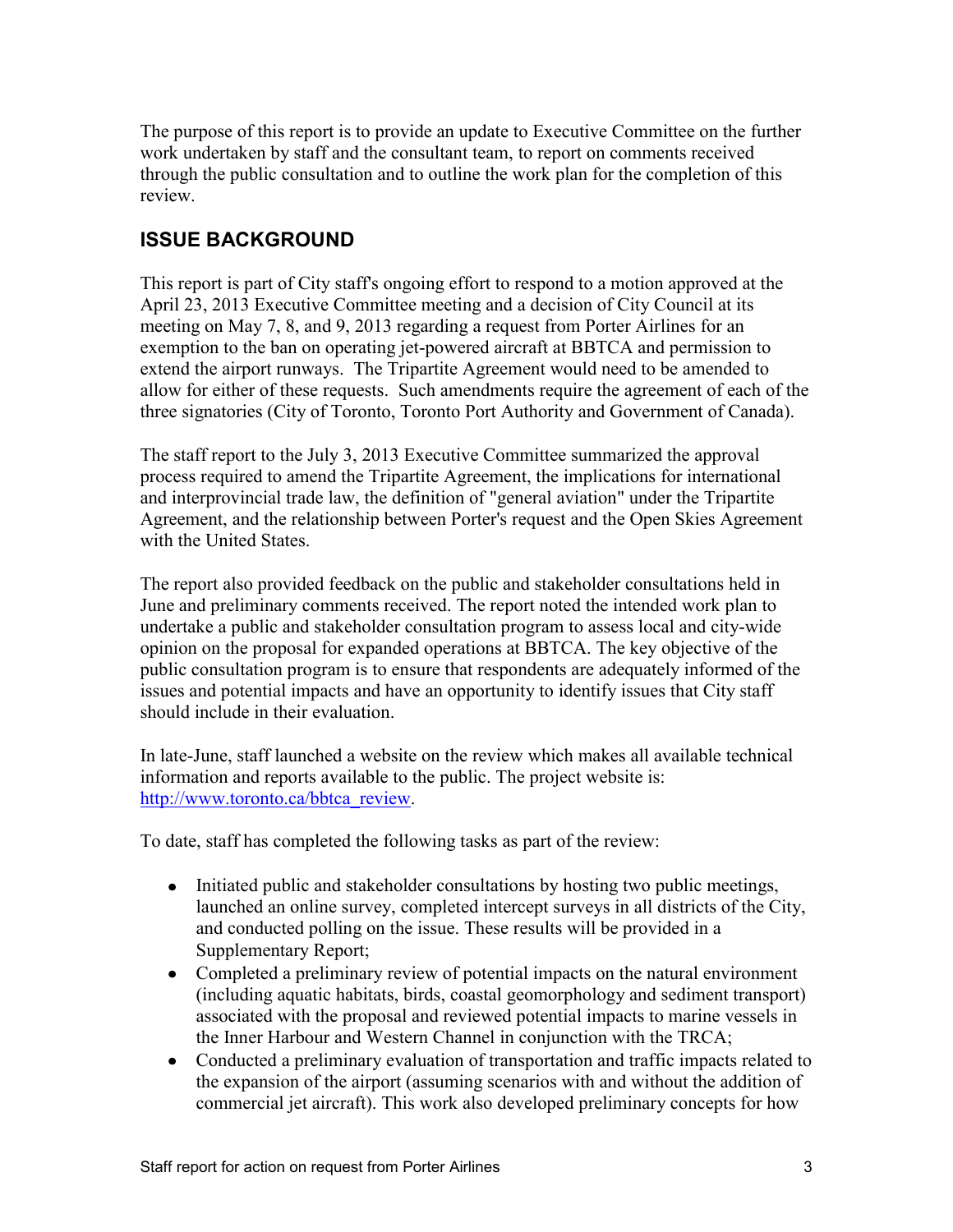The purpose of this report is to provide an update to Executive Committee on the further work undertaken by staff and the consultant team, to report on comments received through the public consultation and to outline the work plan for the completion of this review.

## ISSUE BACKGROUND

This report is part of City staff's ongoing effort to respond to a motion approved at the April 23, 2013 Executive Committee meeting and a decision of City Council at its meeting on May 7, 8, and 9, 2013 regarding a request from Porter Airlines for an exemption to the ban on operating jet-powered aircraft at BBTCA and permission to extend the airport runways. The Tripartite Agreement would need to be amended to allow for either of these requests. Such amendments require the agreement of each of the three signatories (City of Toronto, Toronto Port Authority and Government of Canada).

The staff report to the July 3, 2013 Executive Committee summarized the approval process required to amend the Tripartite Agreement, the implications for international and interprovincial trade law, the definition of "general aviation" under the Tripartite Agreement, and the relationship between Porter's request and the Open Skies Agreement with the United States.

The report also provided feedback on the public and stakeholder consultations held in June and preliminary comments received. The report noted the intended work plan to undertake a public and stakeholder consultation program to assess local and city-wide opinion on the proposal for expanded operations at BBTCA. The key objective of the public consultation program is to ensure that respondents are adequately informed of the issues and potential impacts and have an opportunity to identify issues that City staff should include in their evaluation.

In late-June, staff launched a website on the review which makes all available technical information and reports available to the public. The project website is: http://www.toronto.ca/bbtca_review.

To date, staff has completed the following tasks as part of the review:

- Initiated public and stakeholder consultations by hosting two public meetings, launched an online survey, completed intercept surveys in all districts of the City, and conducted polling on the issue. These results will be provided in a Supplementary Report;
- Completed a preliminary review of potential impacts on the natural environment (including aquatic habitats, birds, coastal geomorphology and sediment transport) associated with the proposal and reviewed potential impacts to marine vessels in the Inner Harbour and Western Channel in conjunction with the TRCA;
- Conducted a preliminary evaluation of transportation and traffic impacts related to the expansion of the airport (assuming scenarios with and without the addition of commercial jet aircraft). This work also developed preliminary concepts for how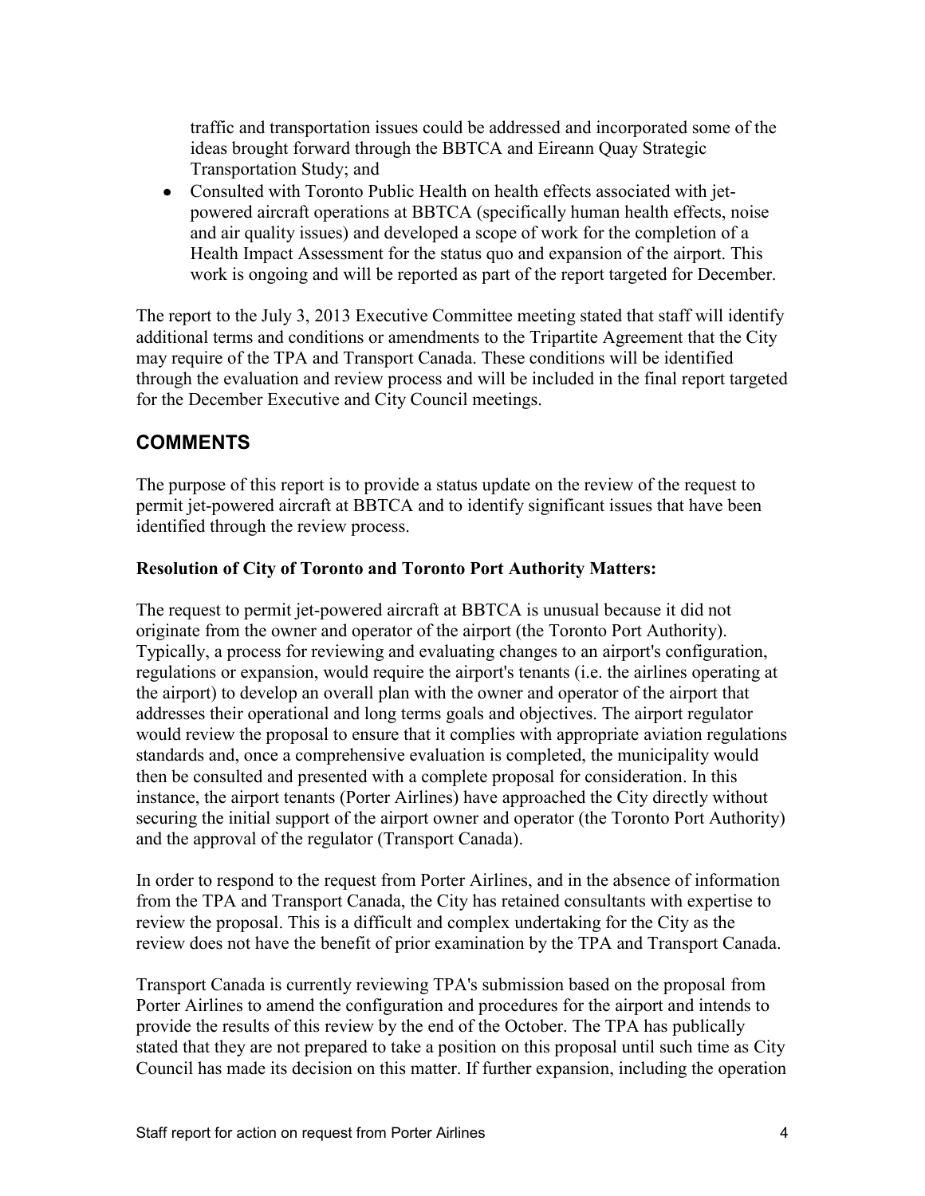traffic and transportation issues could be addressed and incorporated some of the ideas brought forward through the BBTCA and Eireann Quay Strategic Transportation Study; and

- Consulted with Toronto Public Health on health effects associated with jet-powered aircraft operations at BBTCA (specifically human health effects, noise and air quality issues) and developed a scope of work for the completion of a Health Impact Assessment for the status quo and expansion of the airport. This work is ongoing and will be reported as part of the report targeted for December.

The report to the July 3, 2013 Executive Committee meeting stated that staff will identify additional terms and conditions or amendments to the Tripartite Agreement that the City may require of the TPA and Transport Canada. These conditions will be identified through the evaluation and review process and will be included in the final report targeted for the December Executive and City Council meetings.

## COMMENTS

The purpose of this report is to provide a status update on the review of the request to permit jet-powered aircraft at BBTCA and to identify significant issues that have been identified through the review process.

**Resolution of City of Toronto and Toronto Port Authority Matters:**

The request to permit jet-powered aircraft at BBTCA is unusual because it did not originate from the owner and operator of the airport (the Toronto Port Authority). Typically, a process for reviewing and evaluating changes to an airport's configuration, regulations or expansion, would require the airport's tenants (i.e. the airlines operating at the airport) to develop an overall plan with the owner and operator of the airport that addresses their operational and long terms goals and objectives. The airport regulator would review the proposal to ensure that it complies with appropriate aviation regulations standards and, once a comprehensive evaluation is completed, the municipality would then be consulted and presented with a complete proposal for consideration. In this instance, the airport tenants (Porter Airlines) have approached the City directly without securing the initial support of the airport owner and operator (the Toronto Port Authority) and the approval of the regulator (Transport Canada).

In order to respond to the request from Porter Airlines, and in the absence of information from the TPA and Transport Canada, the City has retained consultants with expertise to review the proposal. This is a difficult and complex undertaking for the City as the review does not have the benefit of prior examination by the TPA and Transport Canada.

Transport Canada is currently reviewing TPA's submission based on the proposal from Porter Airlines to amend the configuration and procedures for the airport and intends to provide the results of this review by the end of the October. The TPA has publically stated that they are not prepared to take a position on this proposal until such time as City Council has made its decision on this matter. If further expansion, including the operation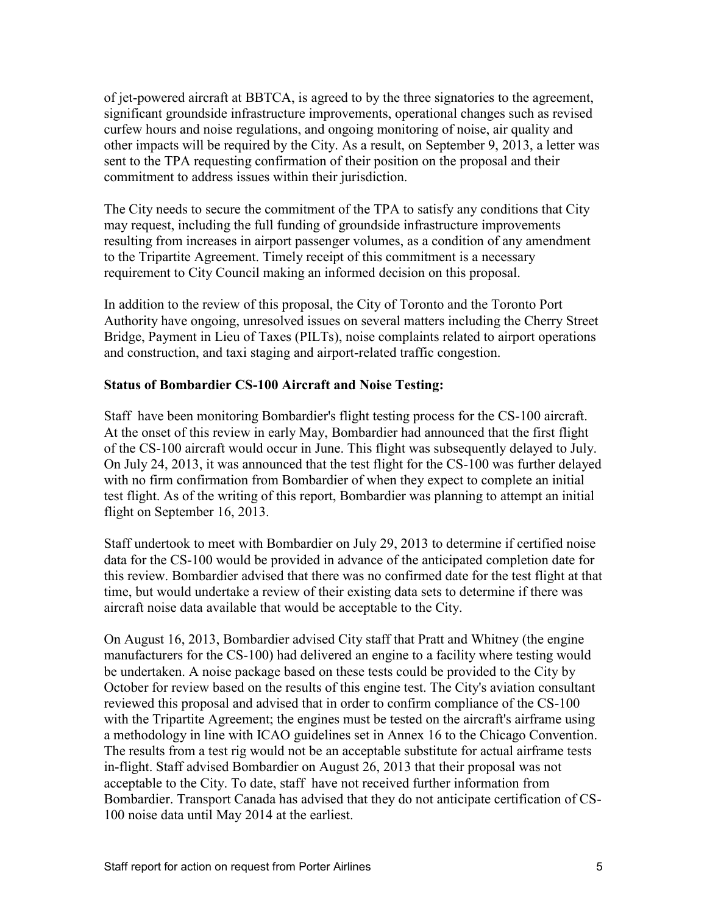of jet-powered aircraft at BBTCA, is agreed to by the three signatories to the agreement, significant groundside infrastructure improvements, operational changes such as revised curfew hours and noise regulations, and ongoing monitoring of noise, air quality and other impacts will be required by the City. As a result, on September 9, 2013, a letter was sent to the TPA requesting confirmation of their position on the proposal and their commitment to address issues within their jurisdiction.

The City needs to secure the commitment of the TPA to satisfy any conditions that City may request, including the full funding of groundside infrastructure improvements resulting from increases in airport passenger volumes, as a condition of any amendment to the Tripartite Agreement. Timely receipt of this commitment is a necessary requirement to City Council making an informed decision on this proposal.

In addition to the review of this proposal, the City of Toronto and the Toronto Port Authority have ongoing, unresolved issues on several matters including the Cherry Street Bridge, Payment in Lieu of Taxes (PILTs), noise complaints related to airport operations and construction, and taxi staging and airport-related traffic congestion.

**Status of Bombardier CS-100 Aircraft and Noise Testing:**

Staff have been monitoring Bombardier's flight testing process for the CS-100 aircraft. At the onset of this review in early May, Bombardier had announced that the first flight of the CS-100 aircraft would occur in June. This flight was subsequently delayed to July. On July 24, 2013, it was announced that the test flight for the CS-100 was further delayed with no firm confirmation from Bombardier of when they expect to complete an initial test flight. As of the writing of this report, Bombardier was planning to attempt an initial flight on September 16, 2013.

Staff undertook to meet with Bombardier on July 29, 2013 to determine if certified noise data for the CS-100 would be provided in advance of the anticipated completion date for this review. Bombardier advised that there was no confirmed date for the test flight at that time, but would undertake a review of their existing data sets to determine if there was aircraft noise data available that would be acceptable to the City.

On August 16, 2013, Bombardier advised City staff that Pratt and Whitney (the engine manufacturers for the CS-100) had delivered an engine to a facility where testing would be undertaken. A noise package based on these tests could be provided to the City by October for review based on the results of this engine test. The City's aviation consultant reviewed this proposal and advised that in order to confirm compliance of the CS-100 with the Tripartite Agreement; the engines must be tested on the aircraft's airframe using a methodology in line with ICAO guidelines set in Annex 16 to the Chicago Convention. The results from a test rig would not be an acceptable substitute for actual airframe tests in-flight. Staff advised Bombardier on August 26, 2013 that their proposal was not acceptable to the City. To date, staff have not received further information from Bombardier. Transport Canada has advised that they do not anticipate certification of CS-100 noise data until May 2014 at the earliest.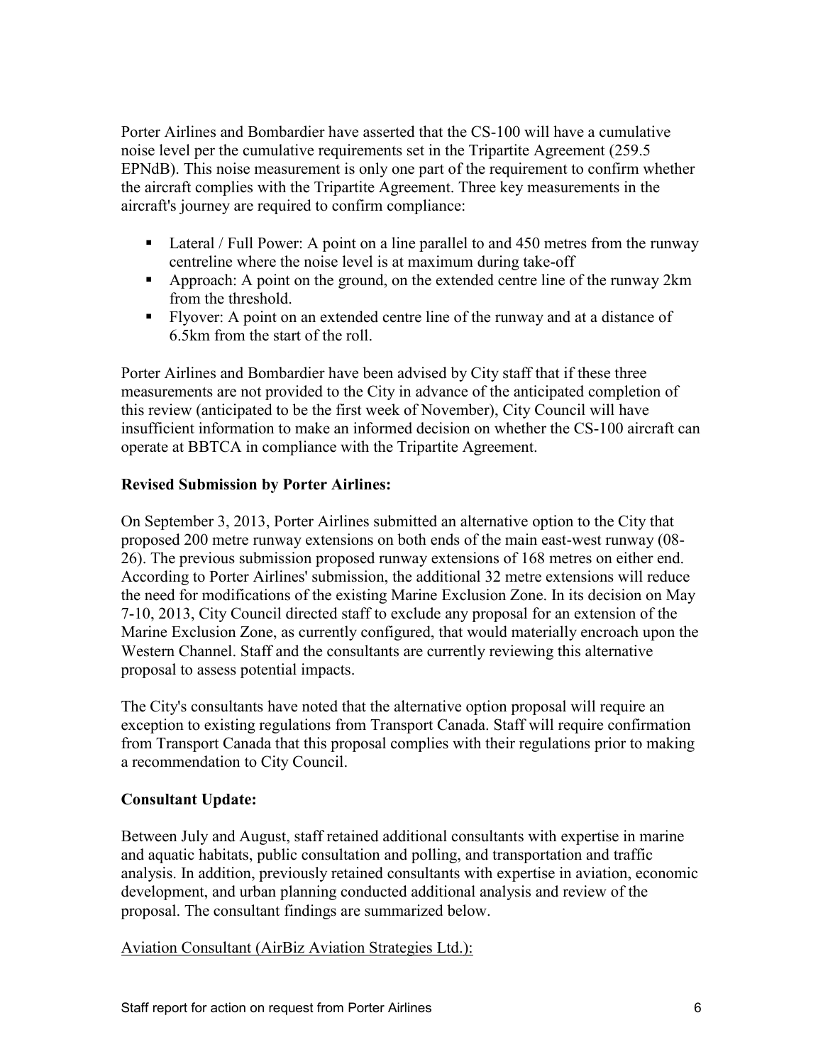Porter Airlines and Bombardier have asserted that the CS-100 will have a cumulative noise level per the cumulative requirements set in the Tripartite Agreement (259.5 EPNdB). This noise measurement is only one part of the requirement to confirm whether the aircraft complies with the Tripartite Agreement. Three key measurements in the aircraft's journey are required to confirm compliance:

- Lateral / Full Power: A point on a line parallel to and 450 metres from the runway centreline where the noise level is at maximum during take-off
- Approach: A point on the ground, on the extended centre line of the runway 2km from the threshold.
- Flyover: A point on an extended centre line of the runway and at a distance of 6.5km from the start of the roll.

Porter Airlines and Bombardier have been advised by City staff that if these three measurements are not provided to the City in advance of the anticipated completion of this review (anticipated to be the first week of November), City Council will have insufficient information to make an informed decision on whether the CS-100 aircraft can operate at BBTCA in compliance with the Tripartite Agreement.

**Revised Submission by Porter Airlines:**

On September 3, 2013, Porter Airlines submitted an alternative option to the City that proposed 200 metre runway extensions on both ends of the main east-west runway (08-26). The previous submission proposed runway extensions of 168 metres on either end. According to Porter Airlines' submission, the additional 32 metre extensions will reduce the need for modifications of the existing Marine Exclusion Zone. In its decision on May 7-10, 2013, City Council directed staff to exclude any proposal for an extension of the Marine Exclusion Zone, as currently configured, that would materially encroach upon the Western Channel. Staff and the consultants are currently reviewing this alternative proposal to assess potential impacts.

The City's consultants have noted that the alternative option proposal will require an exception to existing regulations from Transport Canada. Staff will require confirmation from Transport Canada that this proposal complies with their regulations prior to making a recommendation to City Council.

**Consultant Update:**

Between July and August, staff retained additional consultants with expertise in marine and aquatic habitats, public consultation and polling, and transportation and traffic analysis. In addition, previously retained consultants with expertise in aviation, economic development, and urban planning conducted additional analysis and review of the proposal. The consultant findings are summarized below.

<u>Aviation Consultant (AirBiz Aviation Strategies Ltd.):</u>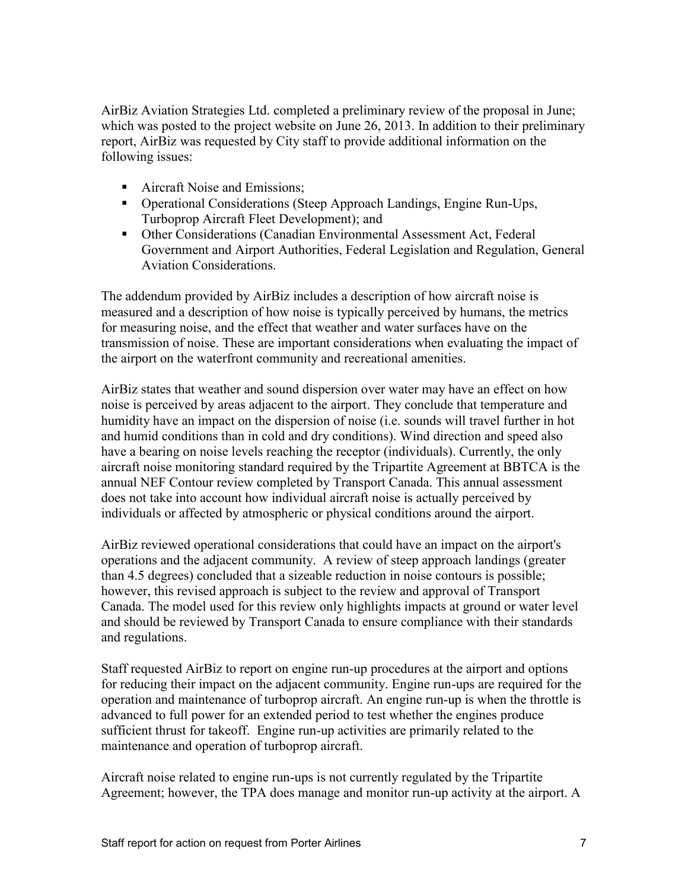AirBiz Aviation Strategies Ltd. completed a preliminary review of the proposal in June; which was posted to the project website on June 26, 2013. In addition to their preliminary report, AirBiz was requested by City staff to provide additional information on the following issues:

- Aircraft Noise and Emissions;
- Operational Considerations (Steep Approach Landings, Engine Run-Ups, Turboprop Aircraft Fleet Development); and
- Other Considerations (Canadian Environmental Assessment Act, Federal Government and Airport Authorities, Federal Legislation and Regulation, General Aviation Considerations.

The addendum provided by AirBiz includes a description of how aircraft noise is measured and a description of how noise is typically perceived by humans, the metrics for measuring noise, and the effect that weather and water surfaces have on the transmission of noise. These are important considerations when evaluating the impact of the airport on the waterfront community and recreational amenities.

AirBiz states that weather and sound dispersion over water may have an effect on how noise is perceived by areas adjacent to the airport. They conclude that temperature and humidity have an impact on the dispersion of noise (i.e. sounds will travel further in hot and humid conditions than in cold and dry conditions). Wind direction and speed also have a bearing on noise levels reaching the receptor (individuals). Currently, the only aircraft noise monitoring standard required by the Tripartite Agreement at BBTCA is the annual NEF Contour review completed by Transport Canada. This annual assessment does not take into account how individual aircraft noise is actually perceived by individuals or affected by atmospheric or physical conditions around the airport.

AirBiz reviewed operational considerations that could have an impact on the airport's operations and the adjacent community. A review of steep approach landings (greater than 4.5 degrees) concluded that a sizeable reduction in noise contours is possible; however, this revised approach is subject to the review and approval of Transport Canada. The model used for this review only highlights impacts at ground or water level and should be reviewed by Transport Canada to ensure compliance with their standards and regulations.

Staff requested AirBiz to report on engine run-up procedures at the airport and options for reducing their impact on the adjacent community. Engine run-ups are required for the operation and maintenance of turboprop aircraft. An engine run-up is when the throttle is advanced to full power for an extended period to test whether the engines produce sufficient thrust for takeoff. Engine run-up activities are primarily related to the maintenance and operation of turboprop aircraft.

Aircraft noise related to engine run-ups is not currently regulated by the Tripartite Agreement; however, the TPA does manage and monitor run-up activity at the airport. A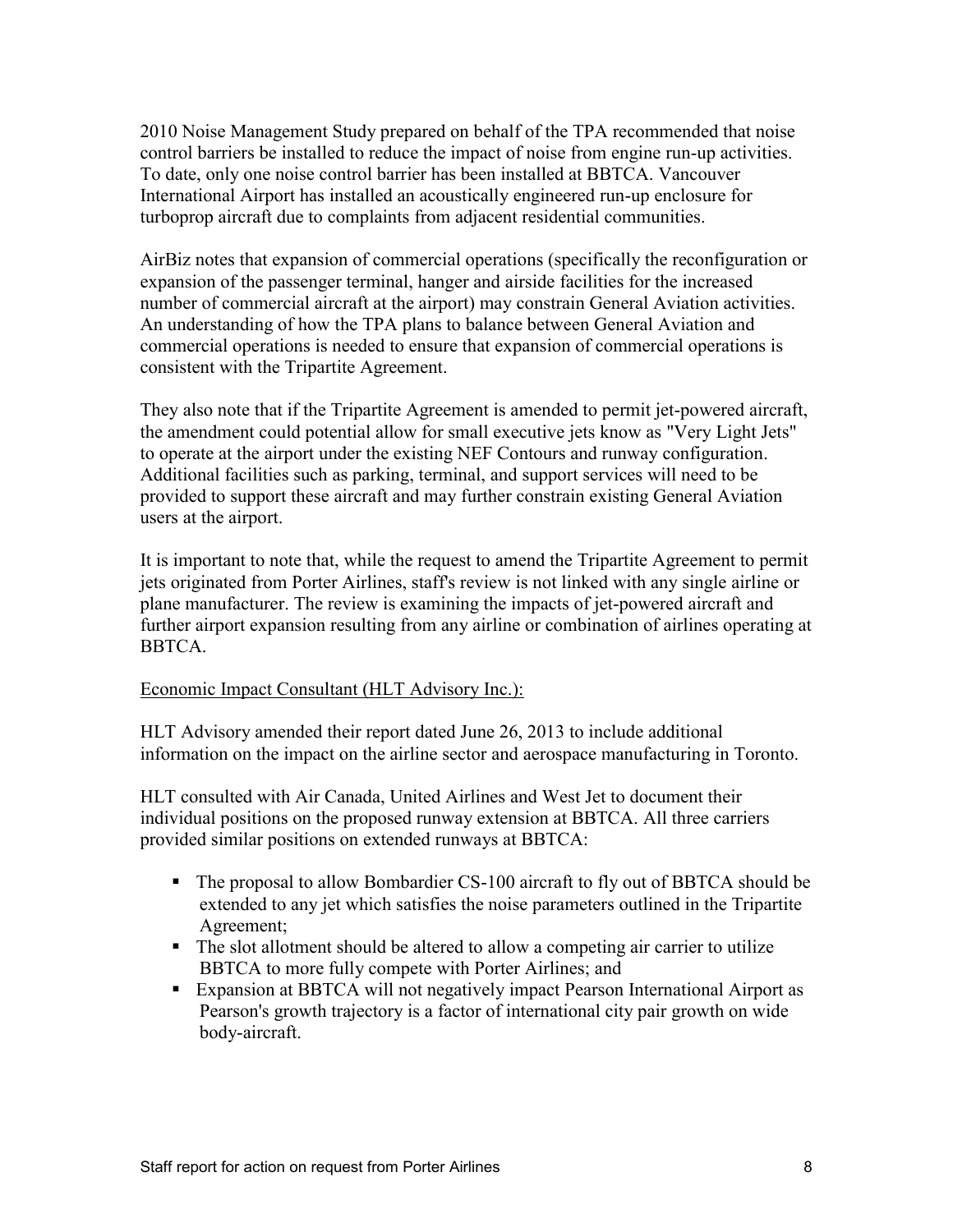2010 Noise Management Study prepared on behalf of the TPA recommended that noise control barriers be installed to reduce the impact of noise from engine run-up activities. To date, only one noise control barrier has been installed at BBTCA. Vancouver International Airport has installed an acoustically engineered run-up enclosure for turboprop aircraft due to complaints from adjacent residential communities.

AirBiz notes that expansion of commercial operations (specifically the reconfiguration or expansion of the passenger terminal, hanger and airside facilities for the increased number of commercial aircraft at the airport) may constrain General Aviation activities. An understanding of how the TPA plans to balance between General Aviation and commercial operations is needed to ensure that expansion of commercial operations is consistent with the Tripartite Agreement.

They also note that if the Tripartite Agreement is amended to permit jet-powered aircraft, the amendment could potential allow for small executive jets know as "Very Light Jets" to operate at the airport under the existing NEF Contours and runway configuration. Additional facilities such as parking, terminal, and support services will need to be provided to support these aircraft and may further constrain existing General Aviation users at the airport.

It is important to note that, while the request to amend the Tripartite Agreement to permit jets originated from Porter Airlines, staff's review is not linked with any single airline or plane manufacturer. The review is examining the impacts of jet-powered aircraft and further airport expansion resulting from any airline or combination of airlines operating at BBTCA.

<u>Economic Impact Consultant (HLT Advisory Inc.):</u>

HLT Advisory amended their report dated June 26, 2013 to include additional information on the impact on the airline sector and aerospace manufacturing in Toronto.

HLT consulted with Air Canada, United Airlines and West Jet to document their individual positions on the proposed runway extension at BBTCA. All three carriers provided similar positions on extended runways at BBTCA:

- The proposal to allow Bombardier CS-100 aircraft to fly out of BBTCA should be extended to any jet which satisfies the noise parameters outlined in the Tripartite Agreement;
- The slot allotment should be altered to allow a competing air carrier to utilize BBTCA to more fully compete with Porter Airlines; and
- Expansion at BBTCA will not negatively impact Pearson International Airport as Pearson's growth trajectory is a factor of international city pair growth on wide body-aircraft.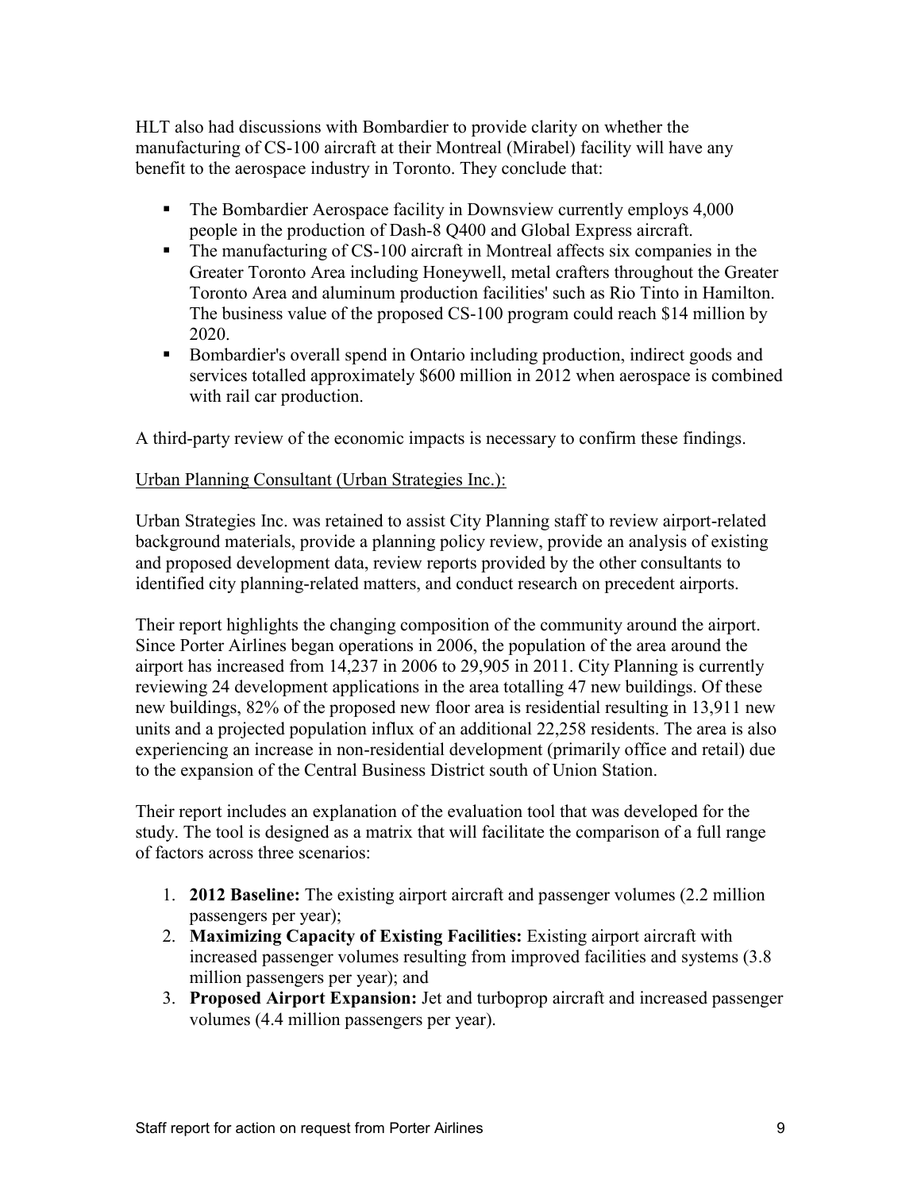HLT also had discussions with Bombardier to provide clarity on whether the manufacturing of CS-100 aircraft at their Montreal (Mirabel) facility will have any benefit to the aerospace industry in Toronto. They conclude that:

- The Bombardier Aerospace facility in Downsview currently employs 4,000 people in the production of Dash-8 Q400 and Global Express aircraft.
- The manufacturing of CS-100 aircraft in Montreal affects six companies in the Greater Toronto Area including Honeywell, metal crafters throughout the Greater Toronto Area and aluminum production facilities' such as Rio Tinto in Hamilton. The business value of the proposed CS-100 program could reach $14 million by 2020.
- Bombardier's overall spend in Ontario including production, indirect goods and services totalled approximately $600 million in 2012 when aerospace is combined with rail car production.

A third-party review of the economic impacts is necessary to confirm these findings.

Urban Planning Consultant (Urban Strategies Inc.):

Urban Strategies Inc. was retained to assist City Planning staff to review airport-related background materials, provide a planning policy review, provide an analysis of existing and proposed development data, review reports provided by the other consultants to identified city planning-related matters, and conduct research on precedent airports.

Their report highlights the changing composition of the community around the airport. Since Porter Airlines began operations in 2006, the population of the area around the airport has increased from 14,237 in 2006 to 29,905 in 2011. City Planning is currently reviewing 24 development applications in the area totalling 47 new buildings. Of these new buildings, 82% of the proposed new floor area is residential resulting in 13,911 new units and a projected population influx of an additional 22,258 residents. The area is also experiencing an increase in non-residential development (primarily office and retail) due to the expansion of the Central Business District south of Union Station.

Their report includes an explanation of the evaluation tool that was developed for the study. The tool is designed as a matrix that will facilitate the comparison of a full range of factors across three scenarios:

1. **2012 Baseline:** The existing airport aircraft and passenger volumes (2.2 million passengers per year);
2. **Maximizing Capacity of Existing Facilities:** Existing airport aircraft with increased passenger volumes resulting from improved facilities and systems (3.8 million passengers per year); and
3. **Proposed Airport Expansion:** Jet and turboprop aircraft and increased passenger volumes (4.4 million passengers per year).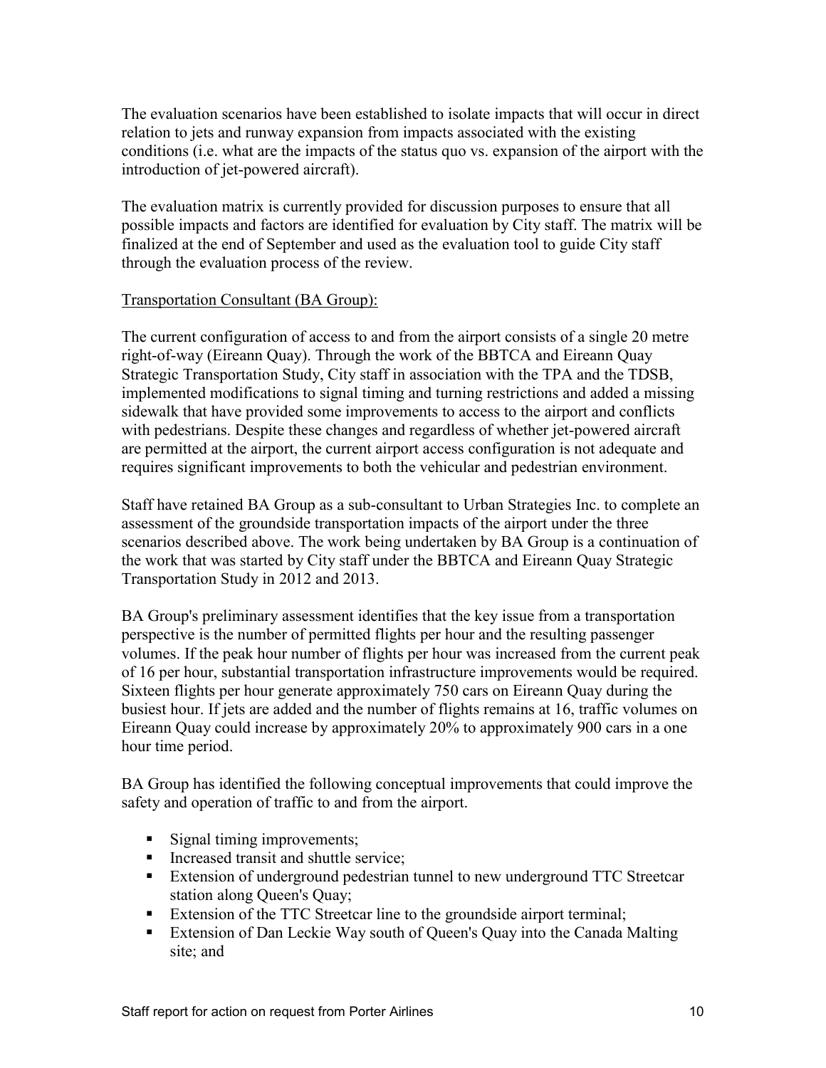The evaluation scenarios have been established to isolate impacts that will occur in direct relation to jets and runway expansion from impacts associated with the existing conditions (i.e. what are the impacts of the status quo vs. expansion of the airport with the introduction of jet-powered aircraft).

The evaluation matrix is currently provided for discussion purposes to ensure that all possible impacts and factors are identified for evaluation by City staff. The matrix will be finalized at the end of September and used as the evaluation tool to guide City staff through the evaluation process of the review.

Transportation Consultant (BA Group):

The current configuration of access to and from the airport consists of a single 20 metre right-of-way (Eireann Quay). Through the work of the BBTCA and Eireann Quay Strategic Transportation Study, City staff in association with the TPA and the TDSB, implemented modifications to signal timing and turning restrictions and added a missing sidewalk that have provided some improvements to access to the airport and conflicts with pedestrians. Despite these changes and regardless of whether jet-powered aircraft are permitted at the airport, the current airport access configuration is not adequate and requires significant improvements to both the vehicular and pedestrian environment.

Staff have retained BA Group as a sub-consultant to Urban Strategies Inc. to complete an assessment of the groundside transportation impacts of the airport under the three scenarios described above. The work being undertaken by BA Group is a continuation of the work that was started by City staff under the BBTCA and Eireann Quay Strategic Transportation Study in 2012 and 2013.

BA Group's preliminary assessment identifies that the key issue from a transportation perspective is the number of permitted flights per hour and the resulting passenger volumes. If the peak hour number of flights per hour was increased from the current peak of 16 per hour, substantial transportation infrastructure improvements would be required. Sixteen flights per hour generate approximately 750 cars on Eireann Quay during the busiest hour. If jets are added and the number of flights remains at 16, traffic volumes on Eireann Quay could increase by approximately 20% to approximately 900 cars in a one hour time period.

BA Group has identified the following conceptual improvements that could improve the safety and operation of traffic to and from the airport.

- Signal timing improvements;
- Increased transit and shuttle service;
- Extension of underground pedestrian tunnel to new underground TTC Streetcar station along Queen's Quay;
- Extension of the TTC Streetcar line to the groundside airport terminal;
- Extension of Dan Leckie Way south of Queen's Quay into the Canada Malting site; and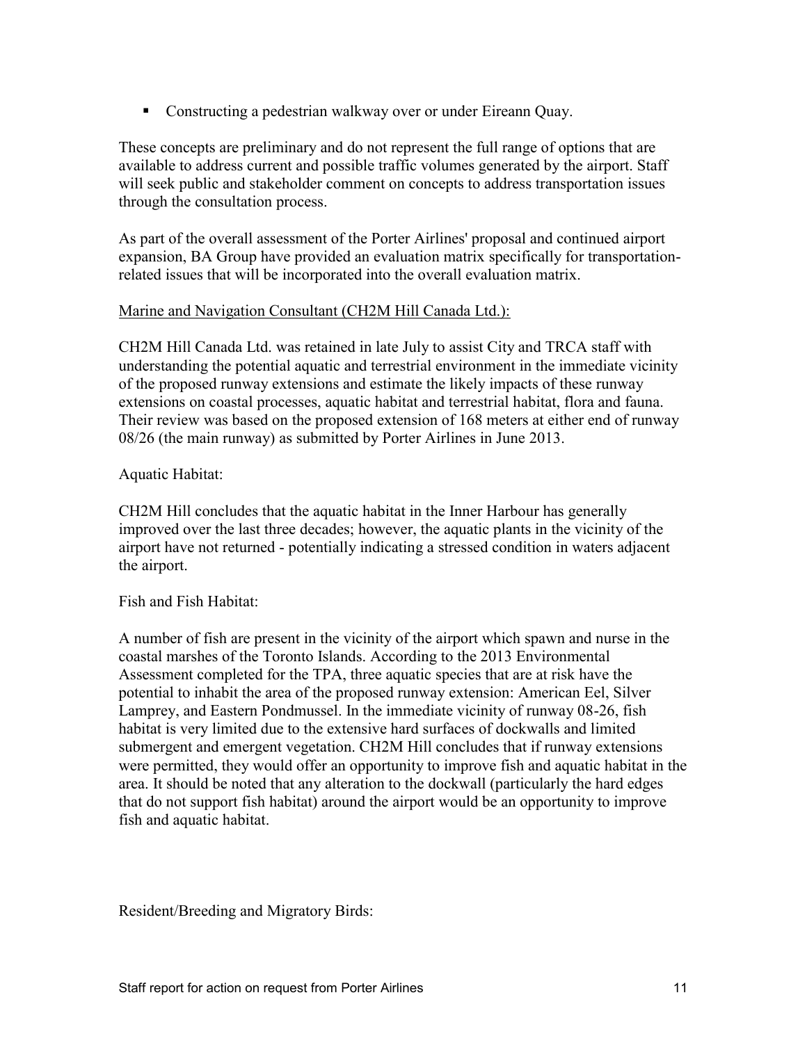- Constructing a pedestrian walkway over or under Eireann Quay.

These concepts are preliminary and do not represent the full range of options that are available to address current and possible traffic volumes generated by the airport. Staff will seek public and stakeholder comment on concepts to address transportation issues through the consultation process.

As part of the overall assessment of the Porter Airlines' proposal and continued airport expansion, BA Group have provided an evaluation matrix specifically for transportation-related issues that will be incorporated into the overall evaluation matrix.

<u>Marine and Navigation Consultant (CH2M Hill Canada Ltd.):</u>

CH2M Hill Canada Ltd. was retained in late July to assist City and TRCA staff with understanding the potential aquatic and terrestrial environment in the immediate vicinity of the proposed runway extensions and estimate the likely impacts of these runway extensions on coastal processes, aquatic habitat and terrestrial habitat, flora and fauna. Their review was based on the proposed extension of 168 meters at either end of runway 08/26 (the main runway) as submitted by Porter Airlines in June 2013.

Aquatic Habitat:

CH2M Hill concludes that the aquatic habitat in the Inner Harbour has generally improved over the last three decades; however, the aquatic plants in the vicinity of the airport have not returned - potentially indicating a stressed condition in waters adjacent the airport.

Fish and Fish Habitat:

A number of fish are present in the vicinity of the airport which spawn and nurse in the coastal marshes of the Toronto Islands. According to the 2013 Environmental Assessment completed for the TPA, three aquatic species that are at risk have the potential to inhabit the area of the proposed runway extension: American Eel, Silver Lamprey, and Eastern Pondmussel. In the immediate vicinity of runway 08-26, fish habitat is very limited due to the extensive hard surfaces of dockwalls and limited submergent and emergent vegetation. CH2M Hill concludes that if runway extensions were permitted, they would offer an opportunity to improve fish and aquatic habitat in the area. It should be noted that any alteration to the dockwall (particularly the hard edges that do not support fish habitat) around the airport would be an opportunity to improve fish and aquatic habitat.

Resident/Breeding and Migratory Birds: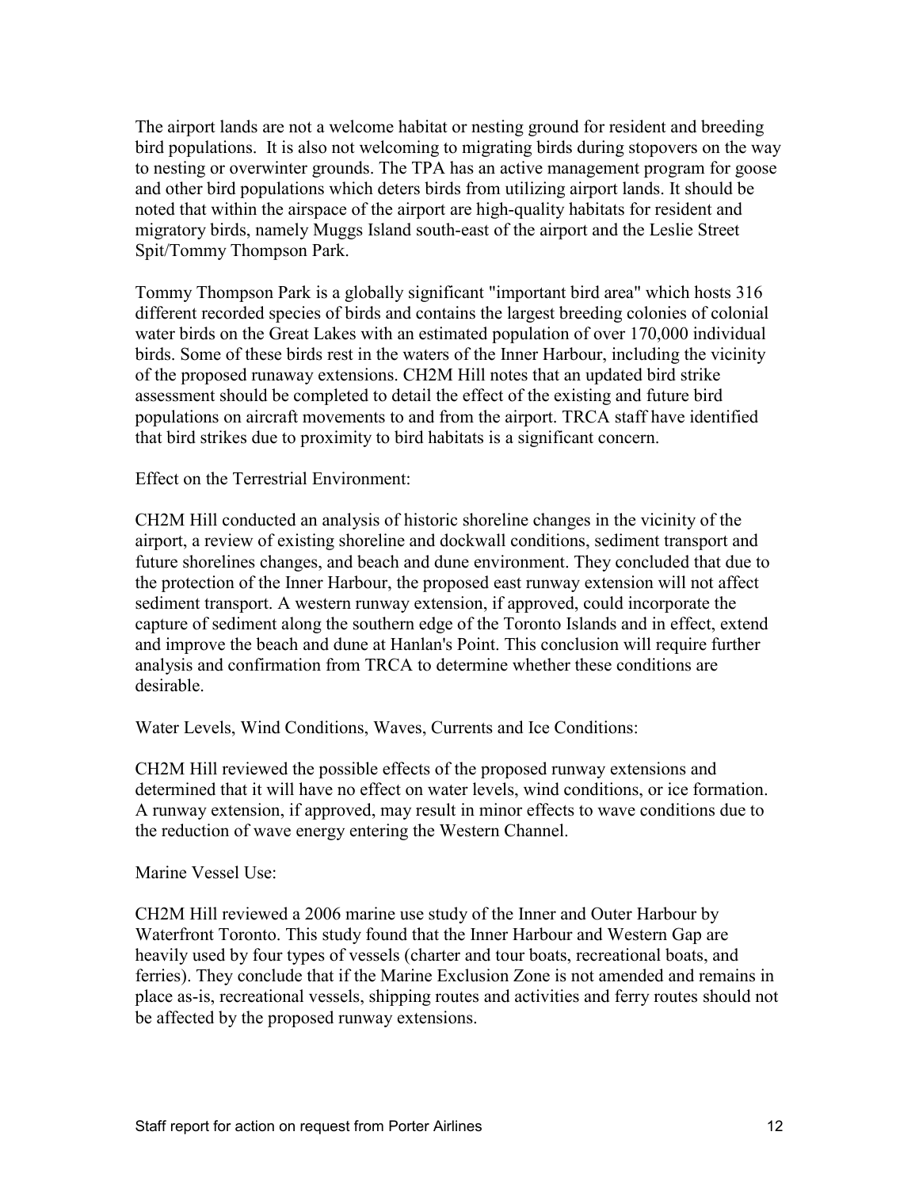The airport lands are not a welcome habitat or nesting ground for resident and breeding bird populations. It is also not welcoming to migrating birds during stopovers on the way to nesting or overwinter grounds. The TPA has an active management program for goose and other bird populations which deters birds from utilizing airport lands. It should be noted that within the airspace of the airport are high-quality habitats for resident and migratory birds, namely Muggs Island south-east of the airport and the Leslie Street Spit/Tommy Thompson Park.

Tommy Thompson Park is a globally significant "important bird area" which hosts 316 different recorded species of birds and contains the largest breeding colonies of colonial water birds on the Great Lakes with an estimated population of over 170,000 individual birds. Some of these birds rest in the waters of the Inner Harbour, including the vicinity of the proposed runaway extensions. CH2M Hill notes that an updated bird strike assessment should be completed to detail the effect of the existing and future bird populations on aircraft movements to and from the airport. TRCA staff have identified that bird strikes due to proximity to bird habitats is a significant concern.

Effect on the Terrestrial Environment:

CH2M Hill conducted an analysis of historic shoreline changes in the vicinity of the airport, a review of existing shoreline and dockwall conditions, sediment transport and future shorelines changes, and beach and dune environment. They concluded that due to the protection of the Inner Harbour, the proposed east runway extension will not affect sediment transport. A western runway extension, if approved, could incorporate the capture of sediment along the southern edge of the Toronto Islands and in effect, extend and improve the beach and dune at Hanlan's Point. This conclusion will require further analysis and confirmation from TRCA to determine whether these conditions are desirable.

Water Levels, Wind Conditions, Waves, Currents and Ice Conditions:

CH2M Hill reviewed the possible effects of the proposed runway extensions and determined that it will have no effect on water levels, wind conditions, or ice formation. A runway extension, if approved, may result in minor effects to wave conditions due to the reduction of wave energy entering the Western Channel.

Marine Vessel Use:

CH2M Hill reviewed a 2006 marine use study of the Inner and Outer Harbour by Waterfront Toronto. This study found that the Inner Harbour and Western Gap are heavily used by four types of vessels (charter and tour boats, recreational boats, and ferries). They conclude that if the Marine Exclusion Zone is not amended and remains in place as-is, recreational vessels, shipping routes and activities and ferry routes should not be affected by the proposed runway extensions.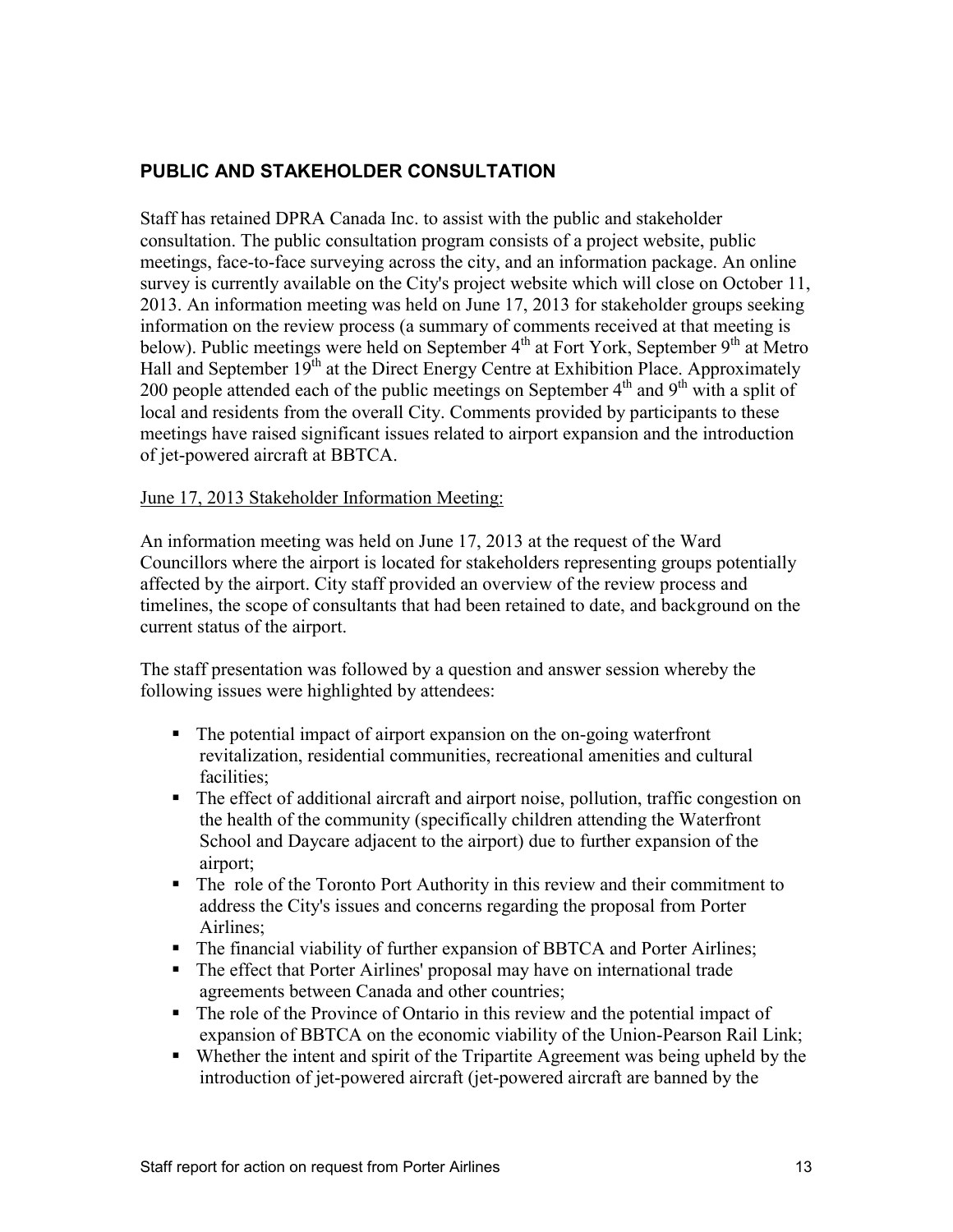## PUBLIC AND STAKEHOLDER CONSULTATION

Staff has retained DPRA Canada Inc. to assist with the public and stakeholder consultation. The public consultation program consists of a project website, public meetings, face-to-face surveying across the city, and an information package. An online survey is currently available on the City's project website which will close on October 11, 2013. An information meeting was held on June 17, 2013 for stakeholder groups seeking information on the review process (a summary of comments received at that meeting is below). Public meetings were held on September 4th at Fort York, September 9th at Metro Hall and September 19th at the Direct Energy Centre at Exhibition Place. Approximately 200 people attended each of the public meetings on September 4th and 9th with a split of local and residents from the overall City. Comments provided by participants to these meetings have raised significant issues related to airport expansion and the introduction of jet-powered aircraft at BBTCA.

June 17, 2013 Stakeholder Information Meeting:

An information meeting was held on June 17, 2013 at the request of the Ward Councillors where the airport is located for stakeholders representing groups potentially affected by the airport. City staff provided an overview of the review process and timelines, the scope of consultants that had been retained to date, and background on the current status of the airport.

The staff presentation was followed by a question and answer session whereby the following issues were highlighted by attendees:

- The potential impact of airport expansion on the on-going waterfront revitalization, residential communities, recreational amenities and cultural facilities;
- The effect of additional aircraft and airport noise, pollution, traffic congestion on the health of the community (specifically children attending the Waterfront School and Daycare adjacent to the airport) due to further expansion of the airport;
- The role of the Toronto Port Authority in this review and their commitment to address the City's issues and concerns regarding the proposal from Porter Airlines;
- The financial viability of further expansion of BBTCA and Porter Airlines;
- The effect that Porter Airlines' proposal may have on international trade agreements between Canada and other countries;
- The role of the Province of Ontario in this review and the potential impact of expansion of BBTCA on the economic viability of the Union-Pearson Rail Link;
- Whether the intent and spirit of the Tripartite Agreement was being upheld by the introduction of jet-powered aircraft (jet-powered aircraft are banned by the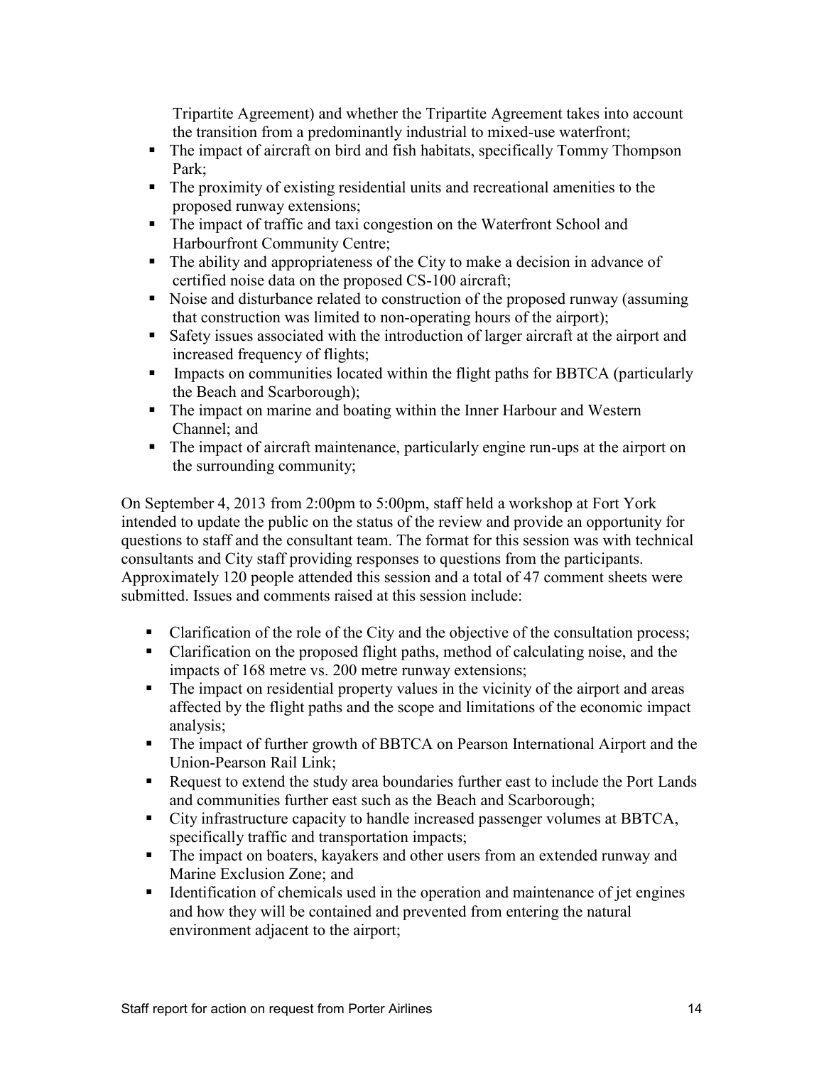Tripartite Agreement) and whether the Tripartite Agreement takes into account the transition from a predominantly industrial to mixed-use waterfront;

- The impact of aircraft on bird and fish habitats, specifically Tommy Thompson Park;
- The proximity of existing residential units and recreational amenities to the proposed runway extensions;
- The impact of traffic and taxi congestion on the Waterfront School and Harbourfront Community Centre;
- The ability and appropriateness of the City to make a decision in advance of certified noise data on the proposed CS-100 aircraft;
- Noise and disturbance related to construction of the proposed runway (assuming that construction was limited to non-operating hours of the airport);
- Safety issues associated with the introduction of larger aircraft at the airport and increased frequency of flights;
- Impacts on communities located within the flight paths for BBTCA (particularly the Beach and Scarborough);
- The impact on marine and boating within the Inner Harbour and Western Channel; and
- The impact of aircraft maintenance, particularly engine run-ups at the airport on the surrounding community;

On September 4, 2013 from 2:00pm to 5:00pm, staff held a workshop at Fort York intended to update the public on the status of the review and provide an opportunity for questions to staff and the consultant team. The format for this session was with technical consultants and City staff providing responses to questions from the participants. Approximately 120 people attended this session and a total of 47 comment sheets were submitted. Issues and comments raised at this session include:

- Clarification of the role of the City and the objective of the consultation process;
- Clarification on the proposed flight paths, method of calculating noise, and the impacts of 168 metre vs. 200 metre runway extensions;
- The impact on residential property values in the vicinity of the airport and areas affected by the flight paths and the scope and limitations of the economic impact analysis;
- The impact of further growth of BBTCA on Pearson International Airport and the Union-Pearson Rail Link;
- Request to extend the study area boundaries further east to include the Port Lands and communities further east such as the Beach and Scarborough;
- City infrastructure capacity to handle increased passenger volumes at BBTCA, specifically traffic and transportation impacts;
- The impact on boaters, kayakers and other users from an extended runway and Marine Exclusion Zone; and
- Identification of chemicals used in the operation and maintenance of jet engines and how they will be contained and prevented from entering the natural environment adjacent to the airport;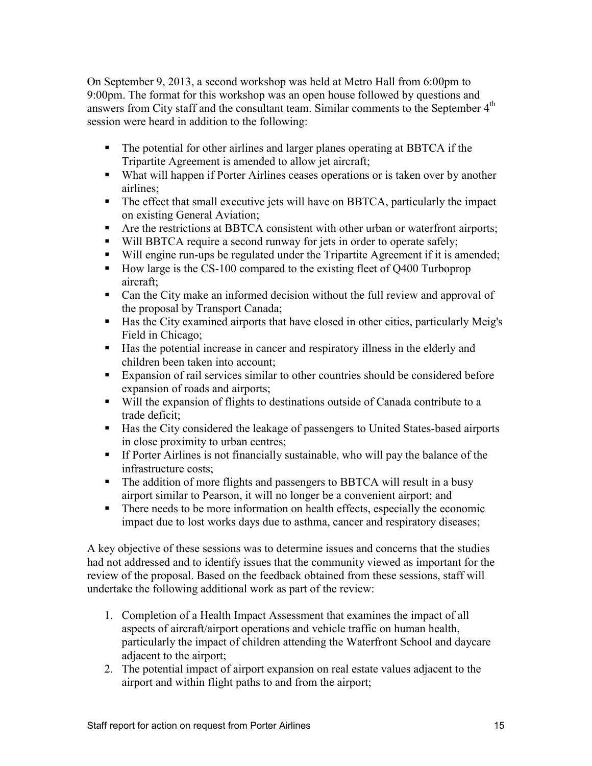On September 9, 2013, a second workshop was held at Metro Hall from 6:00pm to 9:00pm. The format for this workshop was an open house followed by questions and answers from City staff and the consultant team. Similar comments to the September 4th session were heard in addition to the following:

- The potential for other airlines and larger planes operating at BBTCA if the Tripartite Agreement is amended to allow jet aircraft;
- What will happen if Porter Airlines ceases operations or is taken over by another airlines;
- The effect that small executive jets will have on BBTCA, particularly the impact on existing General Aviation;
- Are the restrictions at BBTCA consistent with other urban or waterfront airports;
- Will BBTCA require a second runway for jets in order to operate safely;
- Will engine run-ups be regulated under the Tripartite Agreement if it is amended;
- How large is the CS-100 compared to the existing fleet of Q400 Turboprop aircraft;
- Can the City make an informed decision without the full review and approval of the proposal by Transport Canada;
- Has the City examined airports that have closed in other cities, particularly Meig's Field in Chicago;
- Has the potential increase in cancer and respiratory illness in the elderly and children been taken into account;
- Expansion of rail services similar to other countries should be considered before expansion of roads and airports;
- Will the expansion of flights to destinations outside of Canada contribute to a trade deficit;
- Has the City considered the leakage of passengers to United States-based airports in close proximity to urban centres;
- If Porter Airlines is not financially sustainable, who will pay the balance of the infrastructure costs;
- The addition of more flights and passengers to BBTCA will result in a busy airport similar to Pearson, it will no longer be a convenient airport; and
- There needs to be more information on health effects, especially the economic impact due to lost works days due to asthma, cancer and respiratory diseases;

A key objective of these sessions was to determine issues and concerns that the studies had not addressed and to identify issues that the community viewed as important for the review of the proposal. Based on the feedback obtained from these sessions, staff will undertake the following additional work as part of the review:

1. Completion of a Health Impact Assessment that examines the impact of all aspects of aircraft/airport operations and vehicle traffic on human health, particularly the impact of children attending the Waterfront School and daycare adjacent to the airport;
2. The potential impact of airport expansion on real estate values adjacent to the airport and within flight paths to and from the airport;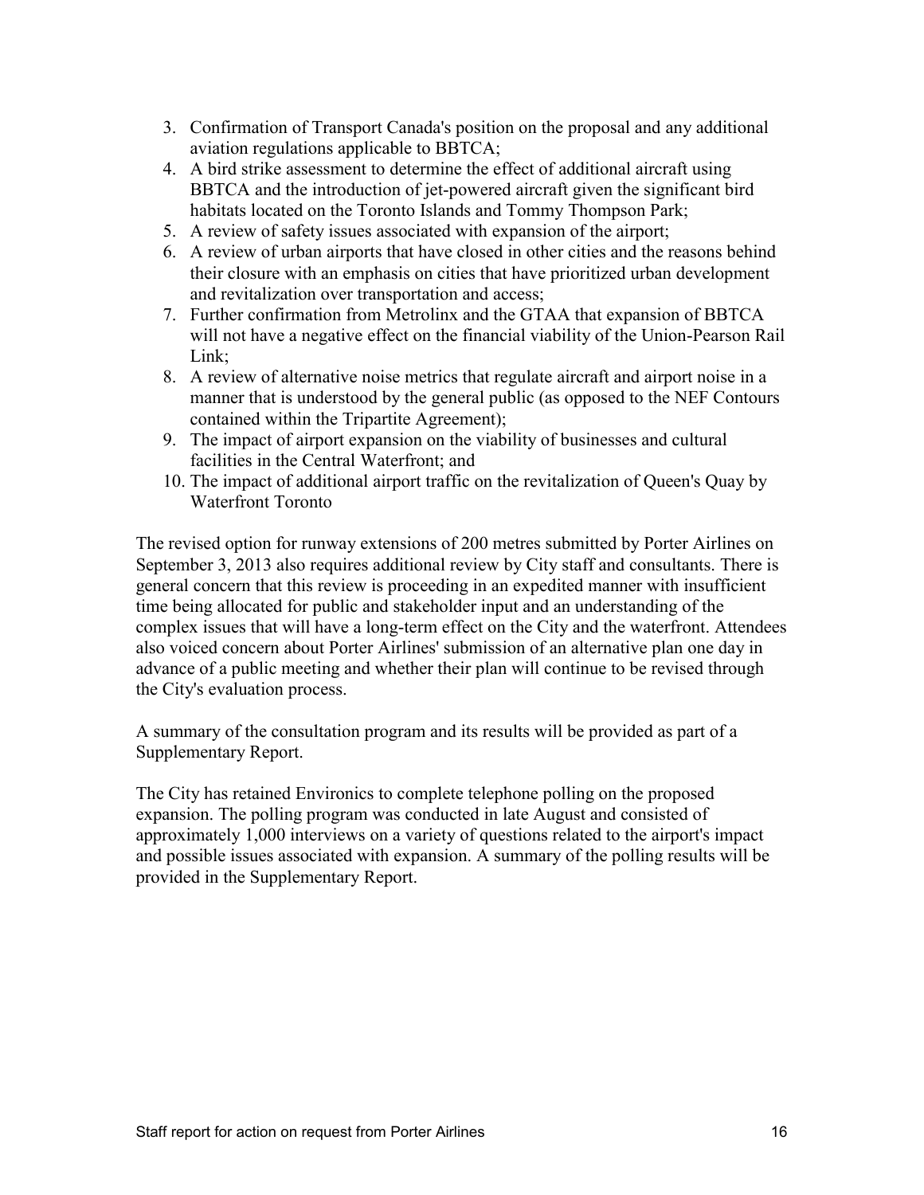3. Confirmation of Transport Canada's position on the proposal and any additional aviation regulations applicable to BBTCA;
4. A bird strike assessment to determine the effect of additional aircraft using BBTCA and the introduction of jet-powered aircraft given the significant bird habitats located on the Toronto Islands and Tommy Thompson Park;
5. A review of safety issues associated with expansion of the airport;
6. A review of urban airports that have closed in other cities and the reasons behind their closure with an emphasis on cities that have prioritized urban development and revitalization over transportation and access;
7. Further confirmation from Metrolinx and the GTAA that expansion of BBTCA will not have a negative effect on the financial viability of the Union-Pearson Rail Link;
8. A review of alternative noise metrics that regulate aircraft and airport noise in a manner that is understood by the general public (as opposed to the NEF Contours contained within the Tripartite Agreement);
9. The impact of airport expansion on the viability of businesses and cultural facilities in the Central Waterfront; and
10. The impact of additional airport traffic on the revitalization of Queen's Quay by Waterfront Toronto

The revised option for runway extensions of 200 metres submitted by Porter Airlines on September 3, 2013 also requires additional review by City staff and consultants. There is general concern that this review is proceeding in an expedited manner with insufficient time being allocated for public and stakeholder input and an understanding of the complex issues that will have a long-term effect on the City and the waterfront. Attendees also voiced concern about Porter Airlines' submission of an alternative plan one day in advance of a public meeting and whether their plan will continue to be revised through the City's evaluation process.

A summary of the consultation program and its results will be provided as part of a Supplementary Report.

The City has retained Environics to complete telephone polling on the proposed expansion. The polling program was conducted in late August and consisted of approximately 1,000 interviews on a variety of questions related to the airport's impact and possible issues associated with expansion. A summary of the polling results will be provided in the Supplementary Report.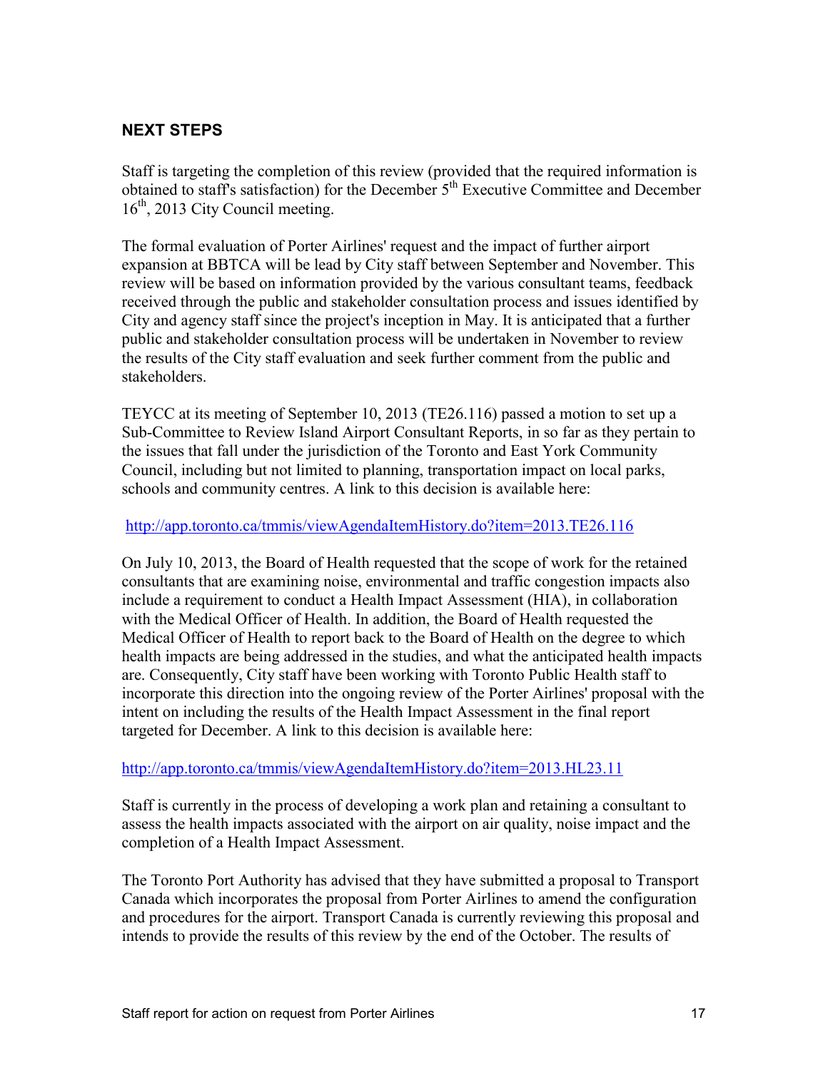## NEXT STEPS

Staff is targeting the completion of this review (provided that the required information is obtained to staff's satisfaction) for the December 5th Executive Committee and December 16th, 2013 City Council meeting.

The formal evaluation of Porter Airlines' request and the impact of further airport expansion at BBTCA will be lead by City staff between September and November. This review will be based on information provided by the various consultant teams, feedback received through the public and stakeholder consultation process and issues identified by City and agency staff since the project's inception in May. It is anticipated that a further public and stakeholder consultation process will be undertaken in November to review the results of the City staff evaluation and seek further comment from the public and stakeholders.

TEYCC at its meeting of September 10, 2013 (TE26.116) passed a motion to set up a Sub-Committee to Review Island Airport Consultant Reports, in so far as they pertain to the issues that fall under the jurisdiction of the Toronto and East York Community Council, including but not limited to planning, transportation impact on local parks, schools and community centres. A link to this decision is available here:

http://app.toronto.ca/tmmis/viewAgendaItemHistory.do?item=2013.TE26.116

On July 10, 2013, the Board of Health requested that the scope of work for the retained consultants that are examining noise, environmental and traffic congestion impacts also include a requirement to conduct a Health Impact Assessment (HIA), in collaboration with the Medical Officer of Health. In addition, the Board of Health requested the Medical Officer of Health to report back to the Board of Health on the degree to which health impacts are being addressed in the studies, and what the anticipated health impacts are. Consequently, City staff have been working with Toronto Public Health staff to incorporate this direction into the ongoing review of the Porter Airlines' proposal with the intent on including the results of the Health Impact Assessment in the final report targeted for December. A link to this decision is available here:

http://app.toronto.ca/tmmis/viewAgendaItemHistory.do?item=2013.HL23.11

Staff is currently in the process of developing a work plan and retaining a consultant to assess the health impacts associated with the airport on air quality, noise impact and the completion of a Health Impact Assessment.

The Toronto Port Authority has advised that they have submitted a proposal to Transport Canada which incorporates the proposal from Porter Airlines to amend the configuration and procedures for the airport. Transport Canada is currently reviewing this proposal and intends to provide the results of this review by the end of the October. The results of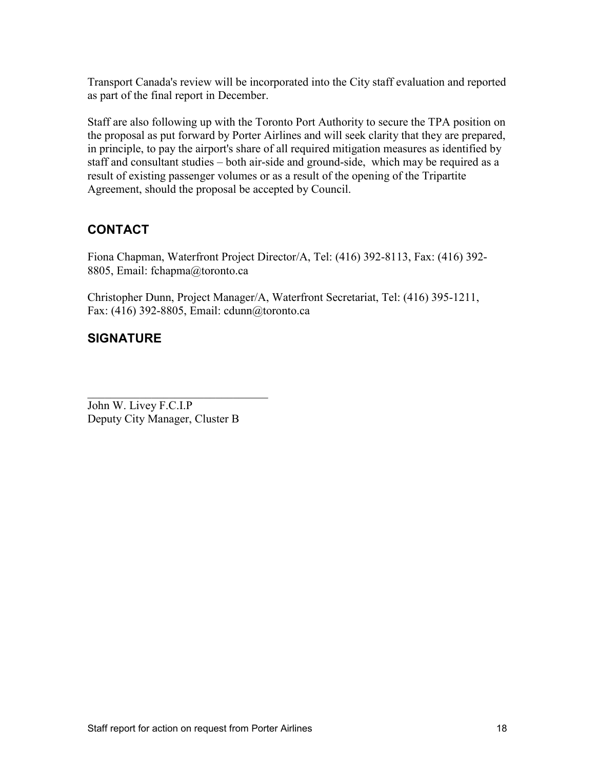Transport Canada's review will be incorporated into the City staff evaluation and reported as part of the final report in December.

Staff are also following up with the Toronto Port Authority to secure the TPA position on the proposal as put forward by Porter Airlines and will seek clarity that they are prepared, in principle, to pay the airport's share of all required mitigation measures as identified by staff and consultant studies – both air-side and ground-side, which may be required as a result of existing passenger volumes or as a result of the opening of the Tripartite Agreement, should the proposal be accepted by Council.

## CONTACT

Fiona Chapman, Waterfront Project Director/A, Tel: (416) 392-8113, Fax: (416) 392-8805, Email: fchapma@toronto.ca

Christopher Dunn, Project Manager/A, Waterfront Secretariat, Tel: (416) 395-1211, Fax: (416) 392-8805, Email: cdunn@toronto.ca

## SIGNATURE

_______________________________

John W. Livey F.C.I.P
Deputy City Manager, Cluster B